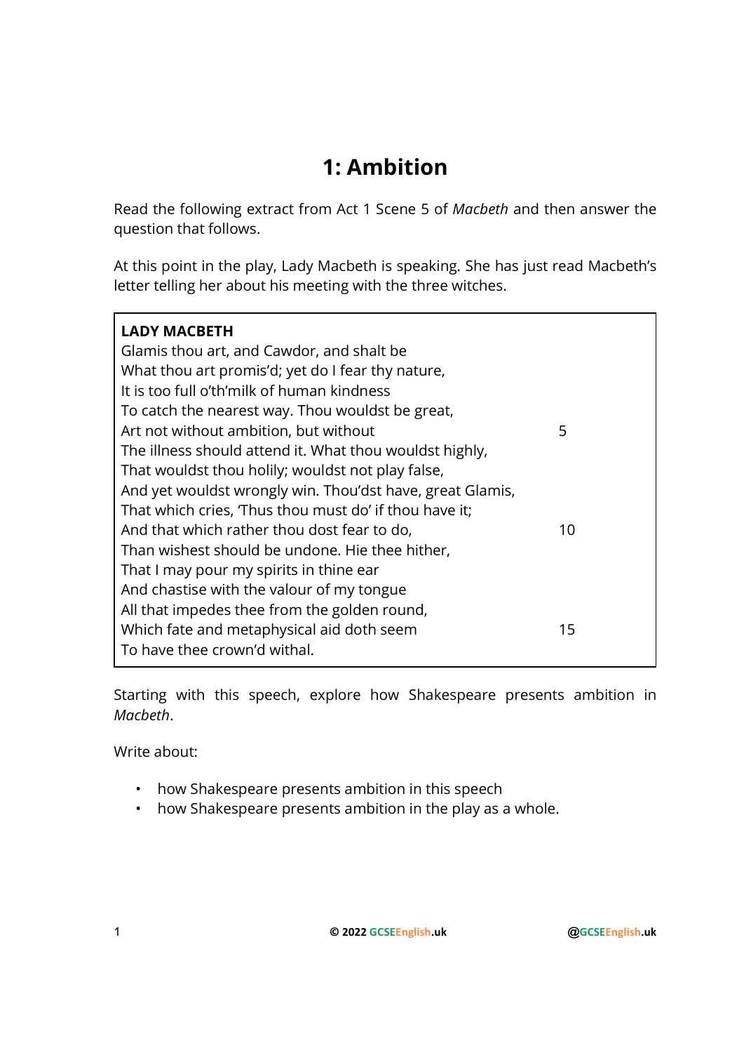# 1: Ambition

Read the following extract from Act 1 Scene 5 of *Macbeth* and then answer the question that follows.

At this point in the play, Lady Macbeth is speaking. She has just read Macbeth's letter telling her about his meeting with the three witches.

> **LADY MACBETH**
> Glamis thou art, and Cawdor, and shalt be
> What thou art promis'd; yet do I fear thy nature,
> It is too full o'th'milk of human kindness
> To catch the nearest way. Thou wouldst be great,
> Art not without ambition, but without                                    5
> The illness should attend it. What thou wouldst highly,
> That wouldst thou holily; wouldst not play false,
> And yet wouldst wrongly win. Thou'dst have, great Glamis,
> That which cries, 'Thus thou must do' if thou have it;
> And that which rather thou dost fear to do,                              10
> Than wishest should be undone. Hie thee hither,
> That I may pour my spirits in thine ear
> And chastise with the valour of my tongue
> All that impedes thee from the golden round,
> Which fate and metaphysical aid doth seem                               15
> To have thee crown'd withal.

Starting with this speech, explore how Shakespeare presents ambition in *Macbeth*.

Write about:

- how Shakespeare presents ambition in this speech
- how Shakespeare presents ambition in the play as a whole.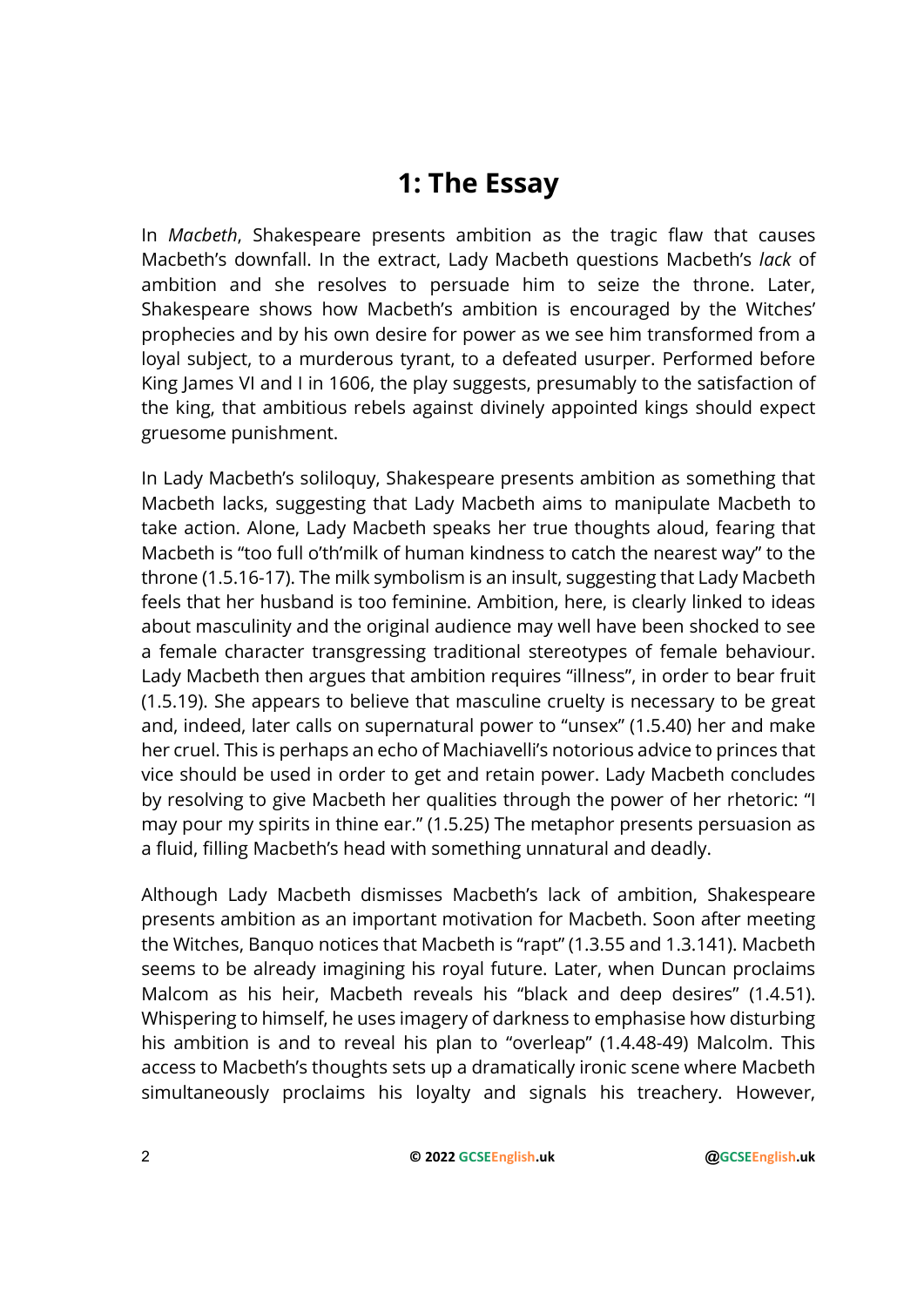# 1: The Essay

In *Macbeth*, Shakespeare presents ambition as the tragic flaw that causes Macbeth's downfall. In the extract, Lady Macbeth questions Macbeth's *lack* of ambition and she resolves to persuade him to seize the throne. Later, Shakespeare shows how Macbeth's ambition is encouraged by the Witches' prophecies and by his own desire for power as we see him transformed from a loyal subject, to a murderous tyrant, to a defeated usurper. Performed before King James VI and I in 1606, the play suggests, presumably to the satisfaction of the king, that ambitious rebels against divinely appointed kings should expect gruesome punishment.

In Lady Macbeth's soliloquy, Shakespeare presents ambition as something that Macbeth lacks, suggesting that Lady Macbeth aims to manipulate Macbeth to take action. Alone, Lady Macbeth speaks her true thoughts aloud, fearing that Macbeth is "too full o'th'milk of human kindness to catch the nearest way" to the throne (1.5.16-17). The milk symbolism is an insult, suggesting that Lady Macbeth feels that her husband is too feminine. Ambition, here, is clearly linked to ideas about masculinity and the original audience may well have been shocked to see a female character transgressing traditional stereotypes of female behaviour. Lady Macbeth then argues that ambition requires "illness", in order to bear fruit (1.5.19). She appears to believe that masculine cruelty is necessary to be great and, indeed, later calls on supernatural power to "unsex" (1.5.40) her and make her cruel. This is perhaps an echo of Machiavelli's notorious advice to princes that vice should be used in order to get and retain power. Lady Macbeth concludes by resolving to give Macbeth her qualities through the power of her rhetoric: "I may pour my spirits in thine ear." (1.5.25) The metaphor presents persuasion as a fluid, filling Macbeth's head with something unnatural and deadly.

Although Lady Macbeth dismisses Macbeth's lack of ambition, Shakespeare presents ambition as an important motivation for Macbeth. Soon after meeting the Witches, Banquo notices that Macbeth is "rapt" (1.3.55 and 1.3.141). Macbeth seems to be already imagining his royal future. Later, when Duncan proclaims Malcom as his heir, Macbeth reveals his "black and deep desires" (1.4.51). Whispering to himself, he uses imagery of darkness to emphasise how disturbing his ambition is and to reveal his plan to "overleap" (1.4.48-49) Malcolm. This access to Macbeth's thoughts sets up a dramatically ironic scene where Macbeth simultaneously proclaims his loyalty and signals his treachery. However,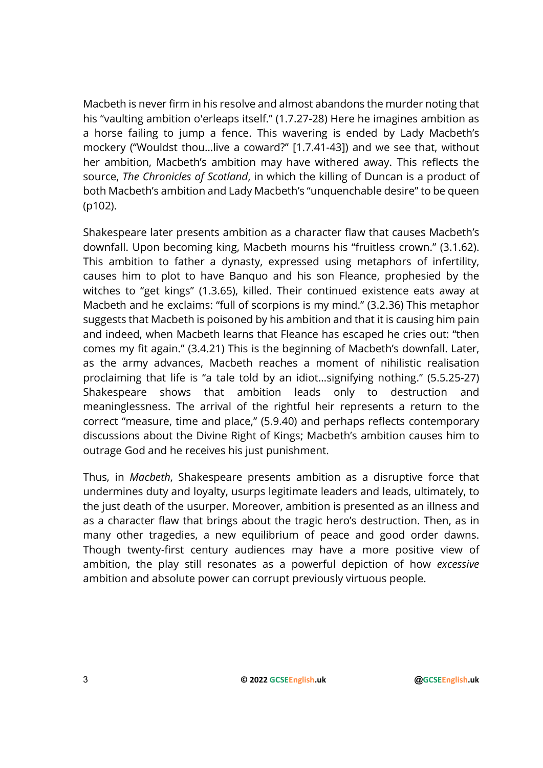Macbeth is never firm in his resolve and almost abandons the murder noting that his "vaulting ambition o'erleaps itself." (1.7.27-28) Here he imagines ambition as a horse failing to jump a fence. This wavering is ended by Lady Macbeth's mockery ("Wouldst thou…live a coward?" [1.7.41-43]) and we see that, without her ambition, Macbeth's ambition may have withered away. This reflects the source, *The Chronicles of Scotland*, in which the killing of Duncan is a product of both Macbeth's ambition and Lady Macbeth's "unquenchable desire" to be queen (p102).

Shakespeare later presents ambition as a character flaw that causes Macbeth's downfall. Upon becoming king, Macbeth mourns his "fruitless crown." (3.1.62). This ambition to father a dynasty, expressed using metaphors of infertility, causes him to plot to have Banquo and his son Fleance, prophesied by the witches to "get kings" (1.3.65), killed. Their continued existence eats away at Macbeth and he exclaims: "full of scorpions is my mind." (3.2.36) This metaphor suggests that Macbeth is poisoned by his ambition and that it is causing him pain and indeed, when Macbeth learns that Fleance has escaped he cries out: "then comes my fit again." (3.4.21) This is the beginning of Macbeth's downfall. Later, as the army advances, Macbeth reaches a moment of nihilistic realisation proclaiming that life is "a tale told by an idiot…signifying nothing." (5.5.25-27) Shakespeare shows that ambition leads only to destruction and meaninglessness. The arrival of the rightful heir represents a return to the correct "measure, time and place," (5.9.40) and perhaps reflects contemporary discussions about the Divine Right of Kings; Macbeth's ambition causes him to outrage God and he receives his just punishment.

Thus, in *Macbeth*, Shakespeare presents ambition as a disruptive force that undermines duty and loyalty, usurps legitimate leaders and leads, ultimately, to the just death of the usurper. Moreover, ambition is presented as an illness and as a character flaw that brings about the tragic hero's destruction. Then, as in many other tragedies, a new equilibrium of peace and good order dawns. Though twenty-first century audiences may have a more positive view of ambition, the play still resonates as a powerful depiction of how *excessive* ambition and absolute power can corrupt previously virtuous people.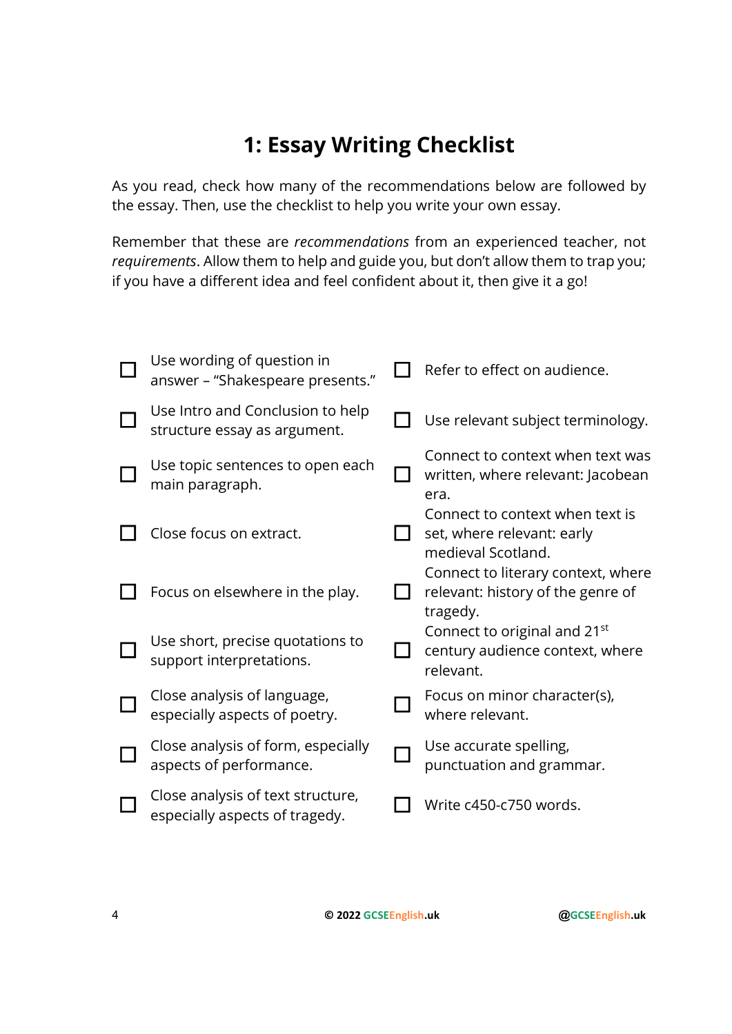# 1: Essay Writing Checklist

As you read, check how many of the recommendations below are followed by the essay. Then, use the checklist to help you write your own essay.

Remember that these are *recommendations* from an experienced teacher, not *requirements*. Allow them to help and guide you, but don't allow them to trap you; if you have a different idea and feel confident about it, then give it a go!

- [ ] Use wording of question in answer – "Shakespeare presents."
- [ ] Use Intro and Conclusion to help structure essay as argument.
- [ ] Use topic sentences to open each main paragraph.
- [ ] Close focus on extract.
- [ ] Focus on elsewhere in the play.
- [ ] Use short, precise quotations to support interpretations.
- [ ] Close analysis of language, especially aspects of poetry.
- [ ] Close analysis of form, especially aspects of performance.
- [ ] Close analysis of text structure, especially aspects of tragedy.
- [ ] Refer to effect on audience.
- [ ] Use relevant subject terminology.
- [ ] Connect to context when text was written, where relevant: Jacobean era.
- [ ] Connect to context when text is set, where relevant: early medieval Scotland.
- [ ] Connect to literary context, where relevant: history of the genre of tragedy.
- [ ] Connect to original and 21st century audience context, where relevant.
- [ ] Focus on minor character(s), where relevant.
- [ ] Use accurate spelling, punctuation and grammar.
- [ ] Write c450-c750 words.

**© 2022 GCSEEnglish.uk** **@GCSEEnglish.uk**